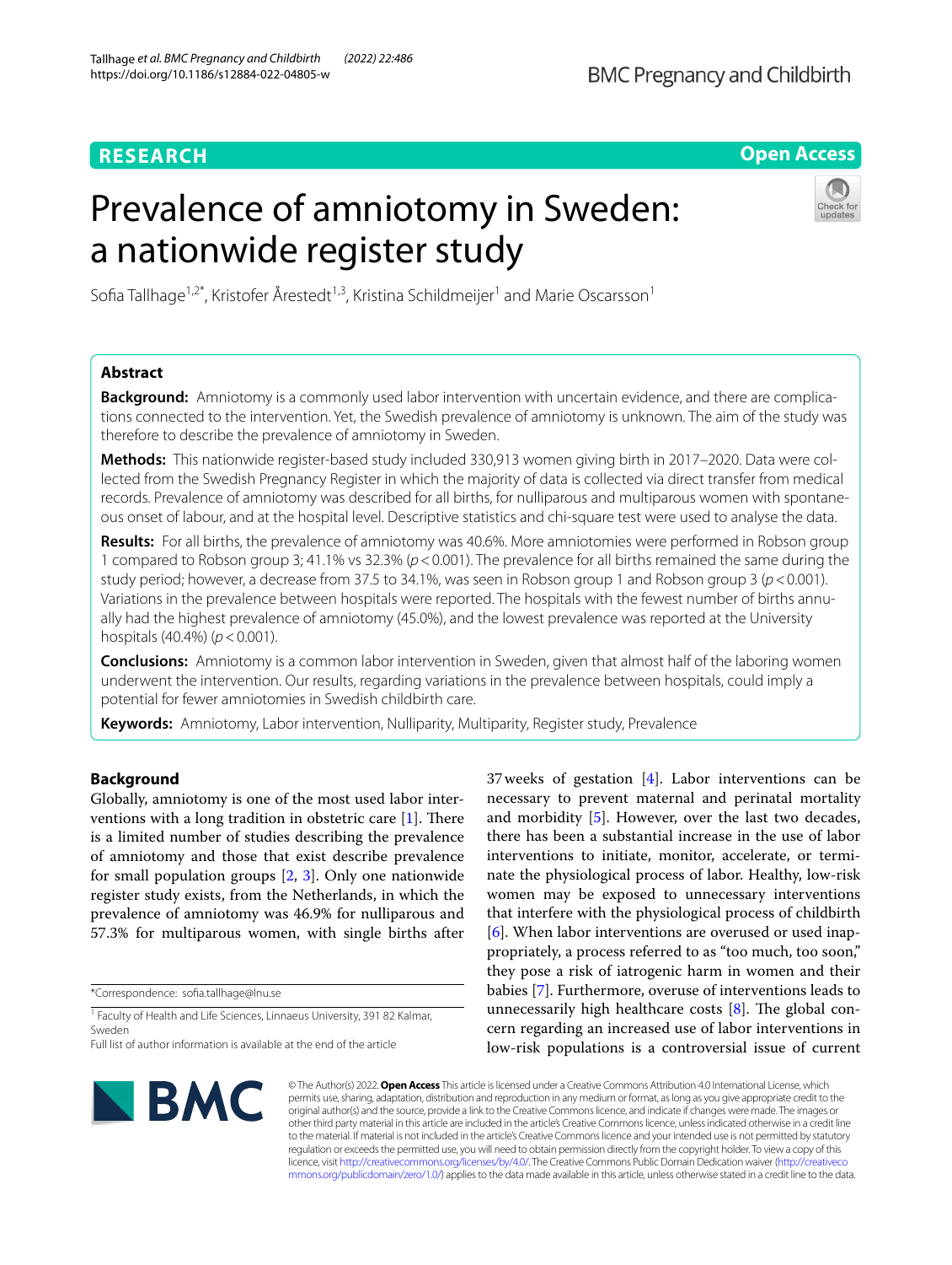RESEARCH

Open Access

# Prevalence of amniotomy in Sweden: a nationwide register study

Sofia Tallhage[1,2*], Kristofer Årestedt[1,3], Kristina Schildmeijer[1] and Marie Oscarsson[1]

## Abstract

**Background:** Amniotomy is a commonly used labor intervention with uncertain evidence, and there are complications connected to the intervention. Yet, the Swedish prevalence of amniotomy is unknown. The aim of the study was therefore to describe the prevalence of amniotomy in Sweden.

**Methods:** This nationwide register-based study included 330,913 women giving birth in 2017–2020. Data were collected from the Swedish Pregnancy Register in which the majority of data is collected via direct transfer from medical records. Prevalence of amniotomy was described for all births, for nulliparous and multiparous women with spontaneous onset of labour, and at the hospital level. Descriptive statistics and chi-square test were used to analyse the data.

**Results:** For all births, the prevalence of amniotomy was 40.6%. More amniotomies were performed in Robson group 1 compared to Robson group 3; 41.1% vs 32.3% ($p<0.001$). The prevalence for all births remained the same during the study period; however, a decrease from 37.5 to 34.1%, was seen in Robson group 1 and Robson group 3 ($p<0.001$). Variations in the prevalence between hospitals were reported. The hospitals with the fewest number of births annually had the highest prevalence of amniotomy (45.0%), and the lowest prevalence was reported at the University hospitals (40.4%) ($p<0.001$).

**Conclusions:** Amniotomy is a common labor intervention in Sweden, given that almost half of the laboring women underwent the intervention. Our results, regarding variations in the prevalence between hospitals, could imply a potential for fewer amniotomies in Swedish childbirth care.

**Keywords:** Amniotomy, Labor intervention, Nulliparity, Multiparity, Register study, Prevalence

## Background

Globally, amniotomy is one of the most used labor interventions with a long tradition in obstetric care [1]. There is a limited number of studies describing the prevalence of amniotomy and those that exist describe prevalence for small population groups [2, 3]. Only one nationwide register study exists, from the Netherlands, in which the prevalence of amniotomy was 46.9% for nulliparous and 57.3% for multiparous women, with single births after 37 weeks of gestation [4]. Labor interventions can be necessary to prevent maternal and perinatal mortality and morbidity [5]. However, over the last two decades, there has been a substantial increase in the use of labor interventions to initiate, monitor, accelerate, or terminate the physiological process of labor. Healthy, low-risk women may be exposed to unnecessary interventions that interfere with the physiological process of childbirth [6]. When labor interventions are overused or used inappropriately, a process referred to as "too much, too soon," they pose a risk of iatrogenic harm in women and their babies [7]. Furthermore, overuse of interventions leads to unnecessarily high healthcare costs [8]. The global concern regarding an increased use of labor interventions in low-risk populations is a controversial issue of current

*Correspondence: sofia.tallhage@lnu.se

[1] Faculty of Health and Life Sciences, Linnaeus University, 391 82 Kalmar, Sweden

Full list of author information is available at the end of the article

© The Author(s) 2022. **Open Access** This article is licensed under a Creative Commons Attribution 4.0 International License, which permits use, sharing, adaptation, distribution and reproduction in any medium or format, as long as you give appropriate credit to the original author(s) and the source, provide a link to the Creative Commons licence, and indicate if changes were made. The images or other third party material in this article are included in the article's Creative Commons licence, unless indicated otherwise in a credit line to the material. If material is not included in the article's Creative Commons licence and your intended use is not permitted by statutory regulation or exceeds the permitted use, you will need to obtain permission directly from the copyright holder. To view a copy of this licence, visit http://creativecommons.org/licenses/by/4.0/. The Creative Commons Public Domain Dedication waiver (http://creativecommons.org/publicdomain/zero/1.0/) applies to the data made available in this article, unless otherwise stated in a credit line to the data.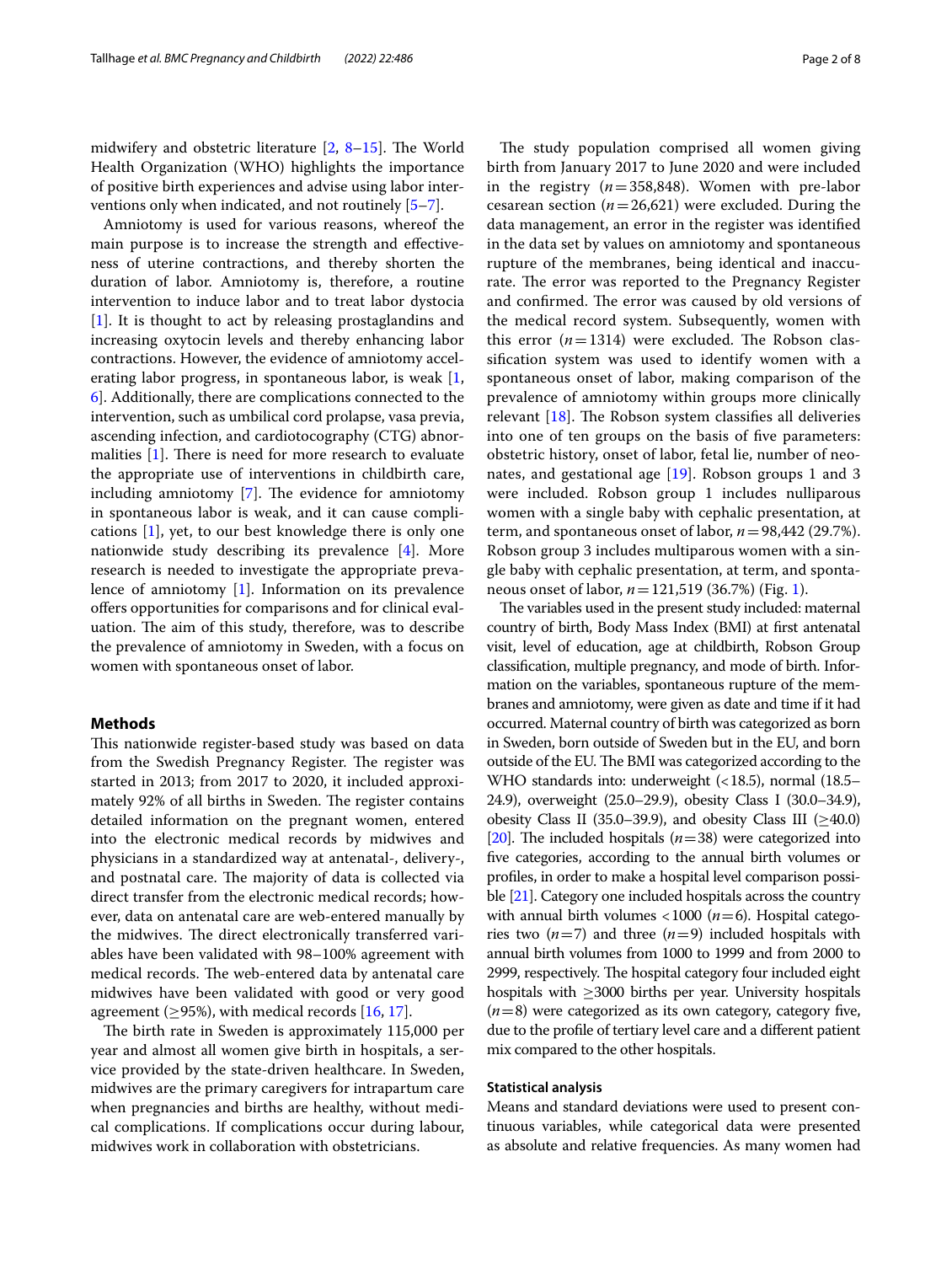midwifery and obstetric literature [2, 8–15]. The World Health Organization (WHO) highlights the importance of positive birth experiences and advise using labor interventions only when indicated, and not routinely [5–7].

Amniotomy is used for various reasons, whereof the main purpose is to increase the strength and effectiveness of uterine contractions, and thereby shorten the duration of labor. Amniotomy is, therefore, a routine intervention to induce labor and to treat labor dystocia [1]. It is thought to act by releasing prostaglandins and increasing oxytocin levels and thereby enhancing labor contractions. However, the evidence of amniotomy accelerating labor progress, in spontaneous labor, is weak [1, 6]. Additionally, there are complications connected to the intervention, such as umbilical cord prolapse, vasa previa, ascending infection, and cardiotocography (CTG) abnormalities [1]. There is need for more research to evaluate the appropriate use of interventions in childbirth care, including amniotomy [7]. The evidence for amniotomy in spontaneous labor is weak, and it can cause complications [1], yet, to our best knowledge there is only one nationwide study describing its prevalence [4]. More research is needed to investigate the appropriate prevalence of amniotomy [1]. Information on its prevalence offers opportunities for comparisons and for clinical evaluation. The aim of this study, therefore, was to describe the prevalence of amniotomy in Sweden, with a focus on women with spontaneous onset of labor.

## Methods

This nationwide register-based study was based on data from the Swedish Pregnancy Register. The register was started in 2013; from 2017 to 2020, it included approximately 92% of all births in Sweden. The register contains detailed information on the pregnant women, entered into the electronic medical records by midwives and physicians in a standardized way at antenatal-, delivery-, and postnatal care. The majority of data is collected via direct transfer from the electronic medical records; however, data on antenatal care are web-entered manually by the midwives. The direct electronically transferred variables have been validated with 98–100% agreement with medical records. The web-entered data by antenatal care midwives have been validated with good or very good agreement (≥95%), with medical records [16, 17].

The birth rate in Sweden is approximately 115,000 per year and almost all women give birth in hospitals, a service provided by the state-driven healthcare. In Sweden, midwives are the primary caregivers for intrapartum care when pregnancies and births are healthy, without medical complications. If complications occur during labour, midwives work in collaboration with obstetricians.

The study population comprised all women giving birth from January 2017 to June 2020 and were included in the registry (*n* = 358,848). Women with pre-labor cesarean section (*n* = 26,621) were excluded. During the data management, an error in the register was identified in the data set by values on amniotomy and spontaneous rupture of the membranes, being identical and inaccurate. The error was reported to the Pregnancy Register and confirmed. The error was caused by old versions of the medical record system. Subsequently, women with this error (*n* = 1314) were excluded. The Robson classification system was used to identify women with a spontaneous onset of labor, making comparison of the prevalence of amniotomy within groups more clinically relevant [18]. The Robson system classifies all deliveries into one of ten groups on the basis of five parameters: obstetric history, onset of labor, fetal lie, number of neonates, and gestational age [19]. Robson groups 1 and 3 were included. Robson group 1 includes nulliparous women with a single baby with cephalic presentation, at term, and spontaneous onset of labor, *n* = 98,442 (29.7%). Robson group 3 includes multiparous women with a single baby with cephalic presentation, at term, and spontaneous onset of labor, *n* = 121,519 (36.7%) (Fig. 1).

The variables used in the present study included: maternal country of birth, Body Mass Index (BMI) at first antenatal visit, level of education, age at childbirth, Robson Group classification, multiple pregnancy, and mode of birth. Information on the variables, spontaneous rupture of the membranes and amniotomy, were given as date and time if it had occurred. Maternal country of birth was categorized as born in Sweden, born outside of Sweden but in the EU, and born outside of the EU. The BMI was categorized according to the WHO standards into: underweight (<18.5), normal (18.5–24.9), overweight (25.0–29.9), obesity Class I (30.0–34.9), obesity Class II (35.0–39.9), and obesity Class III (≥40.0) [20]. The included hospitals (*n* = 38) were categorized into five categories, according to the annual birth volumes or profiles, in order to make a hospital level comparison possible [21]. Category one included hospitals across the country with annual birth volumes <1000 (*n* = 6). Hospital categories two (*n* = 7) and three (*n* = 9) included hospitals with annual birth volumes from 1000 to 1999 and from 2000 to 2999, respectively. The hospital category four included eight hospitals with ≥3000 births per year. University hospitals (*n* = 8) were categorized as its own category, category five, due to the profile of tertiary level care and a different patient mix compared to the other hospitals.

### Statistical analysis

Means and standard deviations were used to present continuous variables, while categorical data were presented as absolute and relative frequencies. As many women had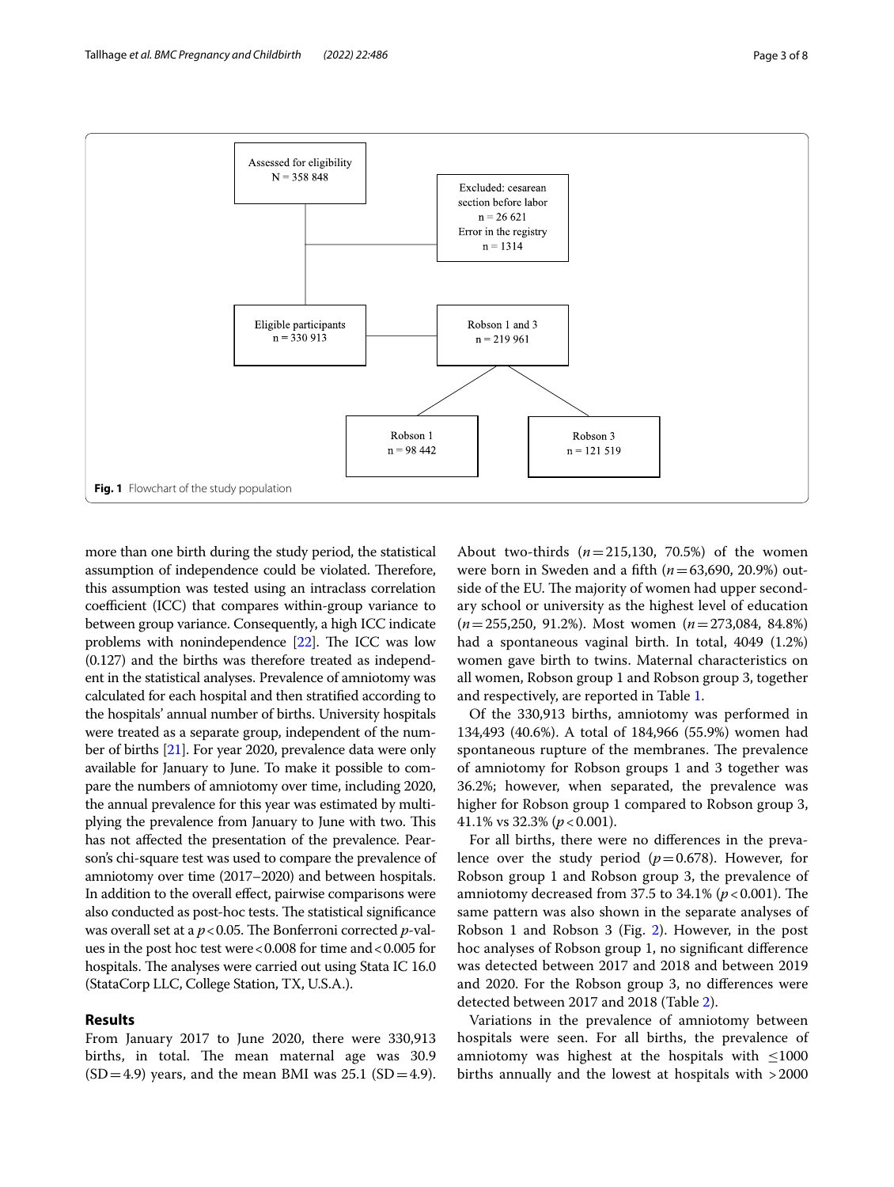Assessed for eligibility
N = 358 848

Excluded: cesarean section before labor
n = 26 621
Error in the registry
n = 1314

Eligible participants
n = 330 913

Robson 1 and 3
n = 219 961

Robson 1
n = 98 442

Robson 3
n = 121 519

**Fig. 1** Flowchart of the study population

more than one birth during the study period, the statistical assumption of independence could be violated. Therefore, this assumption was tested using an intraclass correlation coefficient (ICC) that compares within-group variance to between group variance. Consequently, a high ICC indicate problems with nonindependence [22]. The ICC was low (0.127) and the births was therefore treated as independent in the statistical analyses. Prevalence of amniotomy was calculated for each hospital and then stratified according to the hospitals' annual number of births. University hospitals were treated as a separate group, independent of the number of births [21]. For year 2020, prevalence data were only available for January to June. To make it possible to compare the numbers of amniotomy over time, including 2020, the annual prevalence for this year was estimated by multiplying the prevalence from January to June with two. This has not affected the presentation of the prevalence. Pearson's chi-square test was used to compare the prevalence of amniotomy over time (2017–2020) and between hospitals. In addition to the overall effect, pairwise comparisons were also conducted as post-hoc tests. The statistical significance was overall set at a $p<0.05$. The Bonferroni corrected *p*-values in the post hoc test were $<0.008$ for time and $<0.005$ for hospitals. The analyses were carried out using Stata IC 16.0 (StataCorp LLC, College Station, TX, U.S.A.).

## Results

From January 2017 to June 2020, there were 330,913 births, in total. The mean maternal age was 30.9 (SD = 4.9) years, and the mean BMI was 25.1 (SD = 4.9). About two-thirds (*n* = 215,130, 70.5%) of the women were born in Sweden and a fifth (*n* = 63,690, 20.9%) outside of the EU. The majority of women had upper secondary school or university as the highest level of education (*n* = 255,250, 91.2%). Most women (*n* = 273,084, 84.8%) had a spontaneous vaginal birth. In total, 4049 (1.2%) women gave birth to twins. Maternal characteristics on all women, Robson group 1 and Robson group 3, together and respectively, are reported in Table 1.

Of the 330,913 births, amniotomy was performed in 134,493 (40.6%). A total of 184,966 (55.9%) women had spontaneous rupture of the membranes. The prevalence of amniotomy for Robson groups 1 and 3 together was 36.2%; however, when separated, the prevalence was higher for Robson group 1 compared to Robson group 3, 41.1% vs 32.3% ($p<0.001$).

For all births, there were no differences in the prevalence over the study period ($p=0.678$). However, for Robson group 1 and Robson group 3, the prevalence of amniotomy decreased from 37.5 to 34.1% ($p<0.001$). The same pattern was also shown in the separate analyses of Robson 1 and Robson 3 (Fig. 2). However, in the post hoc analyses of Robson group 1, no significant difference was detected between 2017 and 2018 and between 2019 and 2020. For the Robson group 3, no differences were detected between 2017 and 2018 (Table 2).

Variations in the prevalence of amniotomy between hospitals were seen. For all births, the prevalence of amniotomy was highest at the hospitals with ≤1000 births annually and the lowest at hospitals with >2000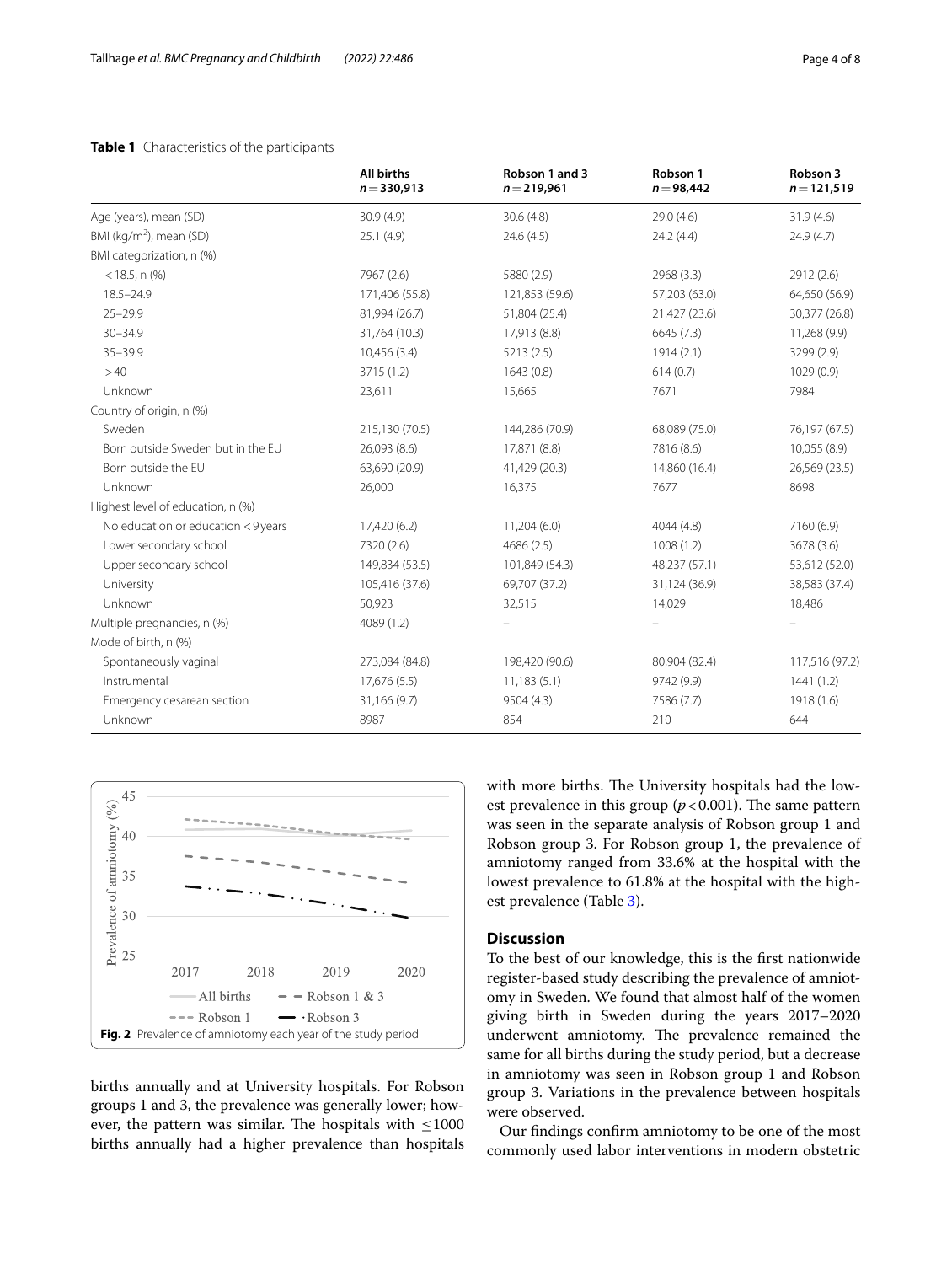**Table 1** Characteristics of the participants

| | All births $n = 330,913$ | Robson 1 and 3 $n = 219,961$ | Robson 1 $n = 98,442$ | Robson 3 $n = 121,519$ |
|---|---|---|---|---|
| Age (years), mean (SD) | 30.9 (4.9) | 30.6 (4.8) | 29.0 (4.6) | 31.9 (4.6) |
| BMI (kg/m$^2$), mean (SD) | 25.1 (4.9) | 24.6 (4.5) | 24.2 (4.4) | 24.9 (4.7) |
| BMI categorization, n (%) | | | | |
| < 18.5, n (%) | 7967 (2.6) | 5880 (2.9) | 2968 (3.3) | 2912 (2.6) |
| 18.5–24.9 | 171,406 (55.8) | 121,853 (59.6) | 57,203 (63.0) | 64,650 (56.9) |
| 25–29.9 | 81,994 (26.7) | 51,804 (25.4) | 21,427 (23.6) | 30,377 (26.8) |
| 30–34.9 | 31,764 (10.3) | 17,913 (8.8) | 6645 (7.3) | 11,268 (9.9) |
| 35–39.9 | 10,456 (3.4) | 5213 (2.5) | 1914 (2.1) | 3299 (2.9) |
| > 40 | 3715 (1.2) | 1643 (0.8) | 614 (0.7) | 1029 (0.9) |
| Unknown | 23,611 | 15,665 | 7671 | 7984 |
| Country of origin, n (%) | | | | |
| Sweden | 215,130 (70.5) | 144,286 (70.9) | 68,089 (75.0) | 76,197 (67.5) |
| Born outside Sweden but in the EU | 26,093 (8.6) | 17,871 (8.8) | 7816 (8.6) | 10,055 (8.9) |
| Born outside the EU | 63,690 (20.9) | 41,429 (20.3) | 14,860 (16.4) | 26,569 (23.5) |
| Unknown | 26,000 | 16,375 | 7677 | 8698 |
| Highest level of education, n (%) | | | | |
| No education or education < 9 years | 17,420 (6.2) | 11,204 (6.0) | 4044 (4.8) | 7160 (6.9) |
| Lower secondary school | 7320 (2.6) | 4686 (2.5) | 1008 (1.2) | 3678 (3.6) |
| Upper secondary school | 149,834 (53.5) | 101,849 (54.3) | 48,237 (57.1) | 53,612 (52.0) |
| University | 105,416 (37.6) | 69,707 (37.2) | 31,124 (36.9) | 38,583 (37.4) |
| Unknown | 50,923 | 32,515 | 14,029 | 18,486 |
| Multiple pregnancies, n (%) | 4089 (1.2) | – | – | – |
| Mode of birth, n (%) | | | | |
| Spontaneously vaginal | 273,084 (84.8) | 198,420 (90.6) | 80,904 (82.4) | 117,516 (97.2) |
| Instrumental | 17,676 (5.5) | 11,183 (5.1) | 9742 (9.9) | 1441 (1.2) |
| Emergency cesarean section | 31,166 (9.7) | 9504 (4.3) | 7586 (7.7) | 1918 (1.6) |
| Unknown | 8987 | 854 | 210 | 644 |

**Fig. 2** Prevalence of amniotomy each year of the study period

births annually and at University hospitals. For Robson groups 1 and 3, the prevalence was generally lower; however, the pattern was similar. The hospitals with ≤1000 births annually had a higher prevalence than hospitals with more births. The University hospitals had the lowest prevalence in this group ($p < 0.001$). The same pattern was seen in the separate analysis of Robson group 1 and Robson group 3. For Robson group 1, the prevalence of amniotomy ranged from 33.6% at the hospital with the lowest prevalence to 61.8% at the hospital with the highest prevalence (Table 3).

## Discussion

To the best of our knowledge, this is the first nationwide register-based study describing the prevalence of amniotomy in Sweden. We found that almost half of the women giving birth in Sweden during the years 2017–2020 underwent amniotomy. The prevalence remained the same for all births during the study period, but a decrease in amniotomy was seen in Robson group 1 and Robson group 3. Variations in the prevalence between hospitals were observed.

Our findings confirm amniotomy to be one of the most commonly used labor interventions in modern obstetric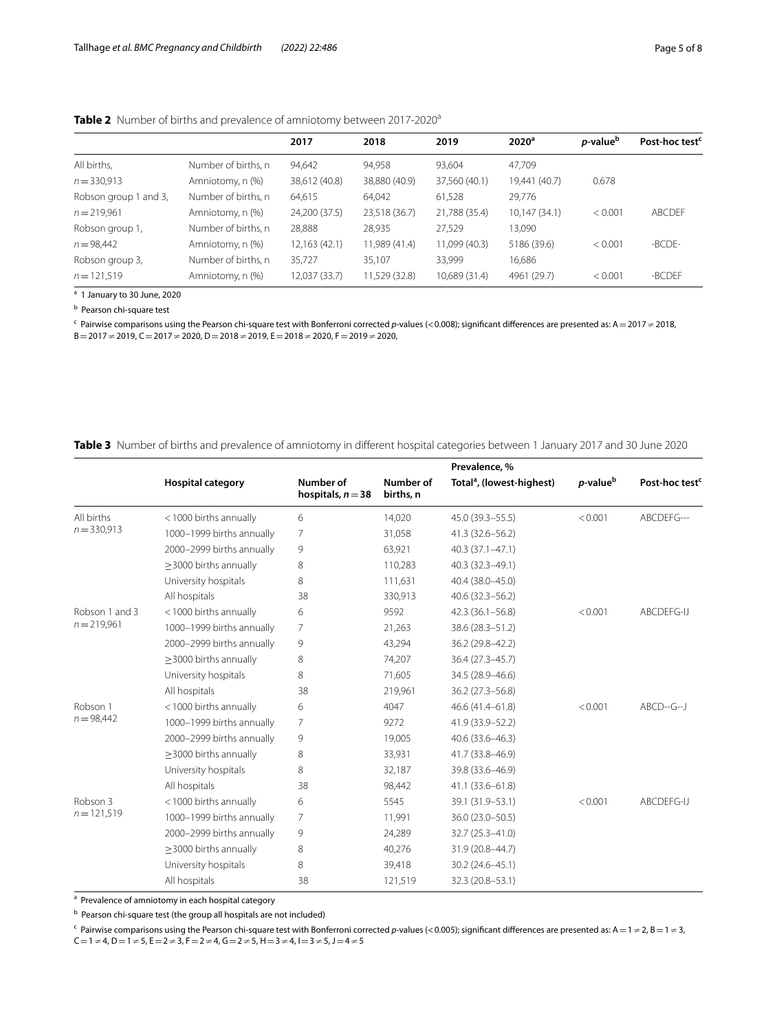**Table 2** Number of births and prevalence of amniotomy between 2017-2020[a]

| | | 2017 | 2018 | 2019 | 2020[a] | *p*-value[b] | Post-hoc test[c] |
|---|---|---|---|---|---|---|---|
| All births, | Number of births, n | 94,642 | 94,958 | 93,604 | 47,709 | | |
| $n = 330{,}913$ | Amniotomy, n (%) | 38,612 (40.8) | 38,880 (40.9) | 37,560 (40.1) | 19,441 (40.7) | 0.678 | |
| Robson group 1 and 3, | Number of births, n | 64,615 | 64,042 | 61,528 | 29,776 | | |
| $n = 219{,}961$ | Amniotomy, n (%) | 24,200 (37.5) | 23,518 (36.7) | 21,788 (35.4) | 10,147 (34.1) | < 0.001 | ABCDEF |
| Robson group 1, | Number of births, n | 28,888 | 28,935 | 27,529 | 13,090 | | |
| $n = 98{,}442$ | Amniotomy, n (%) | 12,163 (42.1) | 11,989 (41.4) | 11,099 (40.3) | 5186 (39.6) | < 0.001 | -BCDE- |
| Robson group 3, | Number of births, n | 35,727 | 35,107 | 33,999 | 16,686 | | |
| $n = 121{,}519$ | Amniotomy, n (%) | 12,037 (33.7) | 11,529 (32.8) | 10,689 (31.4) | 4961 (29.7) | < 0.001 | -BCDEF |

[a] 1 January to 30 June, 2020

[b] Pearson chi-square test

[c] Pairwise comparisons using the Pearson chi-square test with Bonferroni corrected *p*-values (<0.008); significant differences are presented as: A = 2017 ≠ 2018, B = 2017 ≠ 2019, C = 2017 ≠ 2020, D = 2018 ≠ 2019, E = 2018 ≠ 2020, F = 2019 ≠ 2020,

**Table 3** Number of births and prevalence of amniotomy in different hospital categories between 1 January 2017 and 30 June 2020

| | Hospital category | Number of hospitals, $n = 38$ | Number of births, n | Prevalence, % Total[a], (lowest-highest) | *p*-value[b] | Post-hoc test[c] |
|---|---|---|---|---|---|---|
| All births $n = 330{,}913$ | <1000 births annually | 6 | 14,020 | 45.0 (39.3–55.5) | <0.001 | ABCDEFG--- |
| | 1000–1999 births annually | 7 | 31,058 | 41.3 (32.6–56.2) | | |
| | 2000–2999 births annually | 9 | 63,921 | 40.3 (37.1–47.1) | | |
| | ≥3000 births annually | 8 | 110,283 | 40.3 (32.3–49.1) | | |
| | University hospitals | 8 | 111,631 | 40.4 (38.0–45.0) | | |
| | All hospitals | 38 | 330,913 | 40.6 (32.3–56.2) | | |
| Robson 1 and 3 $n = 219{,}961$ | <1000 births annually | 6 | 9592 | 42.3 (36.1–56.8) | <0.001 | ABCDEFG-IJ |
| | 1000–1999 births annually | 7 | 21,263 | 38.6 (28.3–51.2) | | |
| | 2000–2999 births annually | 9 | 43,294 | 36.2 (29.8–42.2) | | |
| | ≥3000 births annually | 8 | 74,207 | 36.4 (27.3–45.7) | | |
| | University hospitals | 8 | 71,605 | 34.5 (28.9–46.6) | | |
| | All hospitals | 38 | 219,961 | 36.2 (27.3–56.8) | | |
| Robson 1 $n = 98{,}442$ | <1000 births annually | 6 | 4047 | 46.6 (41.4–61.8) | <0.001 | ABCD--G--J |
| | 1000–1999 births annually | 7 | 9272 | 41.9 (33.9–52.2) | | |
| | 2000–2999 births annually | 9 | 19,005 | 40.6 (33.6–46.3) | | |
| | ≥3000 births annually | 8 | 33,931 | 41.7 (33.8–46.9) | | |
| | University hospitals | 8 | 32,187 | 39.8 (33.6–46.9) | | |
| | All hospitals | 38 | 98,442 | 41.1 (33.6–61.8) | | |
| Robson 3 $n = 121{,}519$ | <1000 births annually | 6 | 5545 | 39.1 (31.9–53.1) | <0.001 | ABCDEFG-IJ |
| | 1000–1999 births annually | 7 | 11,991 | 36.0 (23.0–50.5) | | |
| | 2000–2999 births annually | 9 | 24,289 | 32.7 (25.3–41.0) | | |
| | ≥3000 births annually | 8 | 40,276 | 31.9 (20.8–44.7) | | |
| | University hospitals | 8 | 39,418 | 30.2 (24.6–45.1) | | |
| | All hospitals | 38 | 121,519 | 32.3 (20.8–53.1) | | |

[a] Prevalence of amniotomy in each hospital category

[b] Pearson chi-square test (the group all hospitals are not included)

[c] Pairwise comparisons using the Pearson chi-square test with Bonferroni corrected *p*-values (<0.005); significant differences are presented as: A = 1 ≠ 2, B = 1 ≠ 3, C = 1 ≠ 4, D = 1 ≠ 5, E = 2 ≠ 3, F = 2 ≠ 4, G = 2 ≠ 5, H = 3 ≠ 4, I = 3 ≠ 5, J = 4 ≠ 5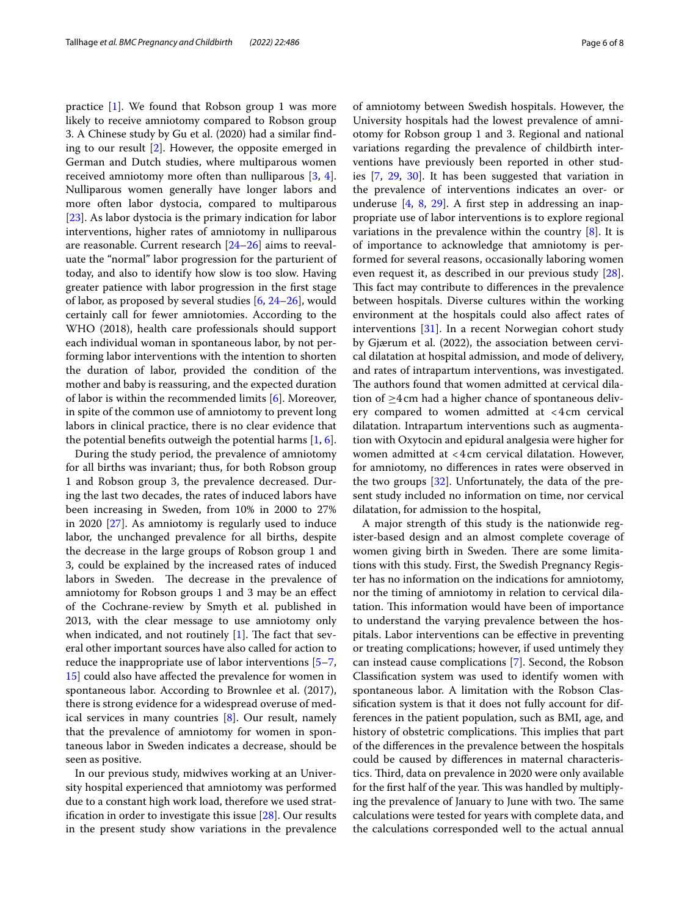practice [1]. We found that Robson group 1 was more likely to receive amniotomy compared to Robson group 3. A Chinese study by Gu et al. (2020) had a similar finding to our result [2]. However, the opposite emerged in German and Dutch studies, where multiparous women received amniotomy more often than nulliparous [3, 4]. Nulliparous women generally have longer labors and more often labor dystocia, compared to multiparous [23]. As labor dystocia is the primary indication for labor interventions, higher rates of amniotomy in nulliparous are reasonable. Current research [24–26] aims to reevaluate the "normal" labor progression for the parturient of today, and also to identify how slow is too slow. Having greater patience with labor progression in the first stage of labor, as proposed by several studies [6, 24–26], would certainly call for fewer amniotomies. According to the WHO (2018), health care professionals should support each individual woman in spontaneous labor, by not performing labor interventions with the intention to shorten the duration of labor, provided the condition of the mother and baby is reassuring, and the expected duration of labor is within the recommended limits [6]. Moreover, in spite of the common use of amniotomy to prevent long labors in clinical practice, there is no clear evidence that the potential benefits outweigh the potential harms [1, 6].

During the study period, the prevalence of amniotomy for all births was invariant; thus, for both Robson group 1 and Robson group 3, the prevalence decreased. During the last two decades, the rates of induced labors have been increasing in Sweden, from 10% in 2000 to 27% in 2020 [27]. As amniotomy is regularly used to induce labor, the unchanged prevalence for all births, despite the decrease in the large groups of Robson group 1 and 3, could be explained by the increased rates of induced labors in Sweden. The decrease in the prevalence of amniotomy for Robson groups 1 and 3 may be an effect of the Cochrane-review by Smyth et al. published in 2013, with the clear message to use amniotomy only when indicated, and not routinely [1]. The fact that several other important sources have also called for action to reduce the inappropriate use of labor interventions [5–7, 15] could also have affected the prevalence for women in spontaneous labor. According to Brownlee et al. (2017), there is strong evidence for a widespread overuse of medical services in many countries [8]. Our result, namely that the prevalence of amniotomy for women in spontaneous labor in Sweden indicates a decrease, should be seen as positive.

In our previous study, midwives working at an University hospital experienced that amniotomy was performed due to a constant high work load, therefore we used stratification in order to investigate this issue [28]. Our results in the present study show variations in the prevalence of amniotomy between Swedish hospitals. However, the University hospitals had the lowest prevalence of amniotomy for Robson group 1 and 3. Regional and national variations regarding the prevalence of childbirth interventions have previously been reported in other studies [7, 29, 30]. It has been suggested that variation in the prevalence of interventions indicates an over- or underuse [4, 8, 29]. A first step in addressing an inappropriate use of labor interventions is to explore regional variations in the prevalence within the country [8]. It is of importance to acknowledge that amniotomy is performed for several reasons, occasionally laboring women even request it, as described in our previous study [28]. This fact may contribute to differences in the prevalence between hospitals. Diverse cultures within the working environment at the hospitals could also affect rates of interventions [31]. In a recent Norwegian cohort study by Gjærum et al. (2022), the association between cervical dilatation at hospital admission, and mode of delivery, and rates of intrapartum interventions, was investigated. The authors found that women admitted at cervical dilatation of ≥4 cm had a higher chance of spontaneous delivery compared to women admitted at <4 cm cervical dilatation. Intrapartum interventions such as augmentation with Oxytocin and epidural analgesia were higher for women admitted at <4 cm cervical dilatation. However, for amniotomy, no differences in rates were observed in the two groups [32]. Unfortunately, the data of the present study included no information on time, nor cervical dilatation, for admission to the hospital,

A major strength of this study is the nationwide register-based design and an almost complete coverage of women giving birth in Sweden. There are some limitations with this study. First, the Swedish Pregnancy Register has no information on the indications for amniotomy, nor the timing of amniotomy in relation to cervical dilatation. This information would have been of importance to understand the varying prevalence between the hospitals. Labor interventions can be effective in preventing or treating complications; however, if used untimely they can instead cause complications [7]. Second, the Robson Classification system was used to identify women with spontaneous labor. A limitation with the Robson Classification system is that it does not fully account for differences in the patient population, such as BMI, age, and history of obstetric complications. This implies that part of the differences in the prevalence between the hospitals could be caused by differences in maternal characteristics. Third, data on prevalence in 2020 were only available for the first half of the year. This was handled by multiplying the prevalence of January to June with two. The same calculations were tested for years with complete data, and the calculations corresponded well to the actual annual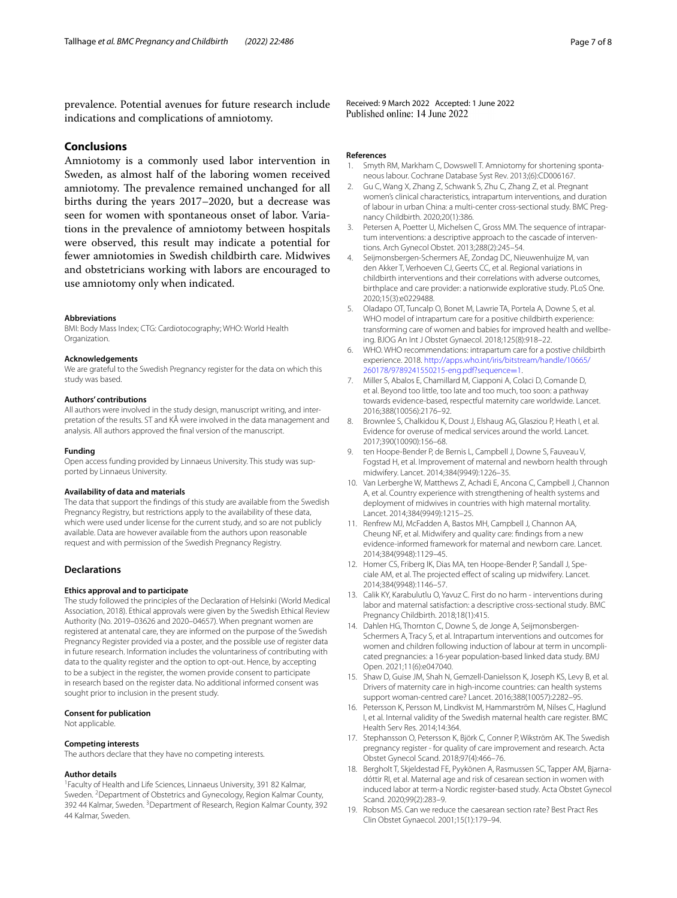prevalence. Potential avenues for future research include indications and complications of amniotomy.

## Conclusions

Amniotomy is a commonly used labor intervention in Sweden, as almost half of the laboring women received amniotomy. The prevalence remained unchanged for all births during the years 2017–2020, but a decrease was seen for women with spontaneous onset of labor. Variations in the prevalence of amniotomy between hospitals were observed, this result may indicate a potential for fewer amniotomies in Swedish childbirth care. Midwives and obstetricians working with labors are encouraged to use amniotomy only when indicated.

#### Abbreviations

BMI: Body Mass Index; CTG: Cardiotocography; WHO: World Health Organization.

#### Acknowledgements

We are grateful to the Swedish Pregnancy register for the data on which this study was based.

#### Authors' contributions

All authors were involved in the study design, manuscript writing, and interpretation of the results. ST and KÅ were involved in the data management and analysis. All authors approved the final version of the manuscript.

#### Funding

Open access funding provided by Linnaeus University. This study was supported by Linnaeus University.

#### Availability of data and materials

The data that support the findings of this study are available from the Swedish Pregnancy Registry, but restrictions apply to the availability of these data, which were used under license for the current study, and so are not publicly available. Data are however available from the authors upon reasonable request and with permission of the Swedish Pregnancy Registry.

## Declarations

#### Ethics approval and to participate

The study followed the principles of the Declaration of Helsinki (World Medical Association, 2018). Ethical approvals were given by the Swedish Ethical Review Authority (No. 2019–03626 and 2020–04657). When pregnant women are registered at antenatal care, they are informed on the purpose of the Swedish Pregnancy Register provided via a poster, and the possible use of register data in future research. Information includes the voluntariness of contributing with data to the quality register and the option to opt-out. Hence, by accepting to be a subject in the register, the women provide consent to participate in research based on the register data. No additional informed consent was sought prior to inclusion in the present study.

#### Consent for publication

Not applicable.

#### Competing interests

The authors declare that they have no competing interests.

#### Author details

[1]Faculty of Health and Life Sciences, Linnaeus University, 391 82 Kalmar, Sweden. [2]Department of Obstetrics and Gynecology, Region Kalmar County, 392 44 Kalmar, Sweden. [3]Department of Research, Region Kalmar County, 392 44 Kalmar, Sweden.

Received: 9 March 2022 Accepted: 1 June 2022
Published online: 14 June 2022

#### References

1. Smyth RM, Markham C, Dowswell T. Amniotomy for shortening spontaneous labour. Cochrane Database Syst Rev. 2013;(6):CD006167.
2. Gu C, Wang X, Zhang Z, Schwank S, Zhu C, Zhang Z, et al. Pregnant women's clinical characteristics, intrapartum interventions, and duration of labour in urban China: a multi-center cross-sectional study. BMC Pregnancy Childbirth. 2020;20(1):386.
3. Petersen A, Poetter U, Michelsen C, Gross MM. The sequence of intrapartum interventions: a descriptive approach to the cascade of interventions. Arch Gynecol Obstet. 2013;288(2):245–54.
4. Seijmonsbergen-Schermers AE, Zondag DC, Nieuwenhuijze M, van den Akker T, Verhoeven CJ, Geerts CC, et al. Regional variations in childbirth interventions and their correlations with adverse outcomes, birthplace and care provider: a nationwide explorative study. PLoS One. 2020;15(3):e0229488.
5. Oladapo OT, Tuncalp O, Bonet M, Lawrie TA, Portela A, Downe S, et al. WHO model of intrapartum care for a positive childbirth experience: transforming care of women and babies for improved health and wellbeing. BJOG An Int J Obstet Gynaecol. 2018;125(8):918–22.
6. WHO. WHO recommendations: intrapartum care for a postive childbirth experience. 2018. http://apps.who.int/iris/bitstream/handle/10665/260178/9789241550215-eng.pdf?sequence=1.
7. Miller S, Abalos E, Chamillard M, Ciapponi A, Colaci D, Comande D, et al. Beyond too little, too late and too much, too soon: a pathway towards evidence-based, respectful maternity care worldwide. Lancet. 2016;388(10056):2176–92.
8. Brownlee S, Chalkidou K, Doust J, Elshaug AG, Glasziou P, Heath I, et al. Evidence for overuse of medical services around the world. Lancet. 2017;390(10090):156–68.
9. ten Hoope-Bender P, de Bernis L, Campbell J, Downe S, Fauveau V, Fogstad H, et al. Improvement of maternal and newborn health through midwifery. Lancet. 2014;384(9949):1226–35.
10. Van Lerberghe W, Matthews Z, Achadi E, Ancona C, Campbell J, Channon A, et al. Country experience with strengthening of health systems and deployment of midwives in countries with high maternal mortality. Lancet. 2014;384(9949):1215–25.
11. Renfrew MJ, McFadden A, Bastos MH, Campbell J, Channon AA, Cheung NF, et al. Midwifery and quality care: findings from a new evidence-informed framework for maternal and newborn care. Lancet. 2014;384(9948):1129–45.
12. Homer CS, Friberg IK, Dias MA, ten Hoope-Bender P, Sandall J, Speciale AM, et al. The projected effect of scaling up midwifery. Lancet. 2014;384(9948):1146–57.
13. Calik KY, Karabulutlu O, Yavuz C. First do no harm - interventions during labor and maternal satisfaction: a descriptive cross-sectional study. BMC Pregnancy Childbirth. 2018;18(1):415.
14. Dahlen HG, Thornton C, Downe S, de Jonge A, Seijmonsbergen-Schermers A, Tracy S, et al. Intrapartum interventions and outcomes for women and children following induction of labour at term in uncomplicated pregnancies: a 16-year population-based linked data study. BMJ Open. 2021;11(6):e047040.
15. Shaw D, Guise JM, Shah N, Gemzell-Danielsson K, Joseph KS, Levy B, et al. Drivers of maternity care in high-income countries: can health systems support woman-centred care? Lancet. 2016;388(10057):2282–95.
16. Petersson K, Persson M, Lindkvist M, Hammarström M, Nilses C, Haglund I, et al. Internal validity of the Swedish maternal health care register. BMC Health Serv Res. 2014;14:364.
17. Stephansson O, Petersson K, Björk C, Conner P, Wikström AK. The Swedish pregnancy register - for quality of care improvement and research. Acta Obstet Gynecol Scand. 2018;97(4):466–76.
18. Bergholt T, Skjeldestad FE, Pyykönen A, Rasmussen SC, Tapper AM, Bjarnadóttir RI, et al. Maternal age and risk of cesarean section in women with induced labor at term-a Nordic register-based study. Acta Obstet Gynecol Scand. 2020;99(2):283–9.
19. Robson MS. Can we reduce the caesarean section rate? Best Pract Res Clin Obstet Gynaecol. 2001;15(1):179–94.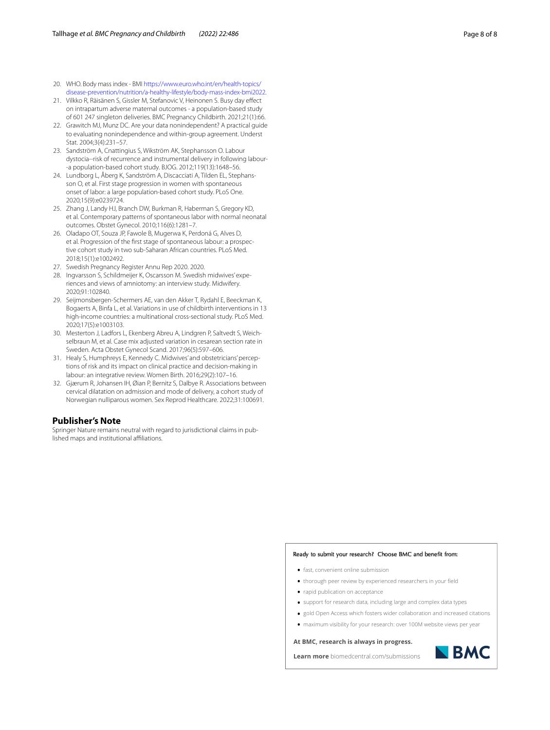20. WHO. Body mass index - BMI https://www.euro.who.int/en/health-topics/disease-prevention/nutrition/a-healthy-lifestyle/body-mass-index-bmi2022.
21. Vilkko R, Räisänen S, Gissler M, Stefanovic V, Heinonen S. Busy day effect on intrapartum adverse maternal outcomes - a population-based study of 601 247 singleton deliveries. BMC Pregnancy Childbirth. 2021;21(1):66.
22. Grawitch MJ, Munz DC. Are your data nonindependent? A practical guide to evaluating nonindependence and within-group agreement. Underst Stat. 2004;3(4):231–57.
23. Sandström A, Cnattingius S, Wikström AK, Stephansson O. Labour dystocia--risk of recurrence and instrumental delivery in following labour--a population-based cohort study. BJOG. 2012;119(13):1648–56.
24. Lundborg L, Åberg K, Sandström A, Discacciati A, Tilden EL, Stephansson O, et al. First stage progression in women with spontaneous onset of labor: a large population-based cohort study. PLoS One. 2020;15(9):e0239724.
25. Zhang J, Landy HJ, Branch DW, Burkman R, Haberman S, Gregory KD, et al. Contemporary patterns of spontaneous labor with normal neonatal outcomes. Obstet Gynecol. 2010;116(6):1281–7.
26. Oladapo OT, Souza JP, Fawole B, Mugerwa K, Perdoná G, Alves D, et al. Progression of the first stage of spontaneous labour: a prospective cohort study in two sub-Saharan African countries. PLoS Med. 2018;15(1):e1002492.
27. Swedish Pregnancy Register Annu Rep 2020. 2020.
28. Ingvarsson S, Schildmeijer K, Oscarsson M. Swedish midwives' experiences and views of amniotomy: an interview study. Midwifery. 2020;91:102840.
29. Seijmonsbergen-Schermers AE, van den Akker T, Rydahl E, Beeckman K, Bogaerts A, Binfa L, et al. Variations in use of childbirth interventions in 13 high-income countries: a multinational cross-sectional study. PLoS Med. 2020;17(5):e1003103.
30. Mesterton J, Ladfors L, Ekenberg Abreu A, Lindgren P, Saltvedt S, Weichselbraun M, et al. Case mix adjusted variation in cesarean section rate in Sweden. Acta Obstet Gynecol Scand. 2017;96(5):597–606.
31. Healy S, Humphreys E, Kennedy C. Midwives' and obstetricians' perceptions of risk and its impact on clinical practice and decision-making in labour: an integrative review. Women Birth. 2016;29(2):107–16.
32. Gjærum R, Johansen IH, Øian P, Bernitz S, Dalbye R. Associations between cervical dilatation on admission and mode of delivery, a cohort study of Norwegian nulliparous women. Sex Reprod Healthcare. 2022;31:100691.

## Publisher's Note

Springer Nature remains neutral with regard to jurisdictional claims in published maps and institutional affiliations.

Ready to submit your research? Choose BMC and benefit from:

- fast, convenient online submission
- thorough peer review by experienced researchers in your field
- rapid publication on acceptance
- support for research data, including large and complex data types
- gold Open Access which fosters wider collaboration and increased citations
- maximum visibility for your research: over 100M website views per year

**At BMC, research is always in progress.**

**Learn more** biomedcentral.com/submissions